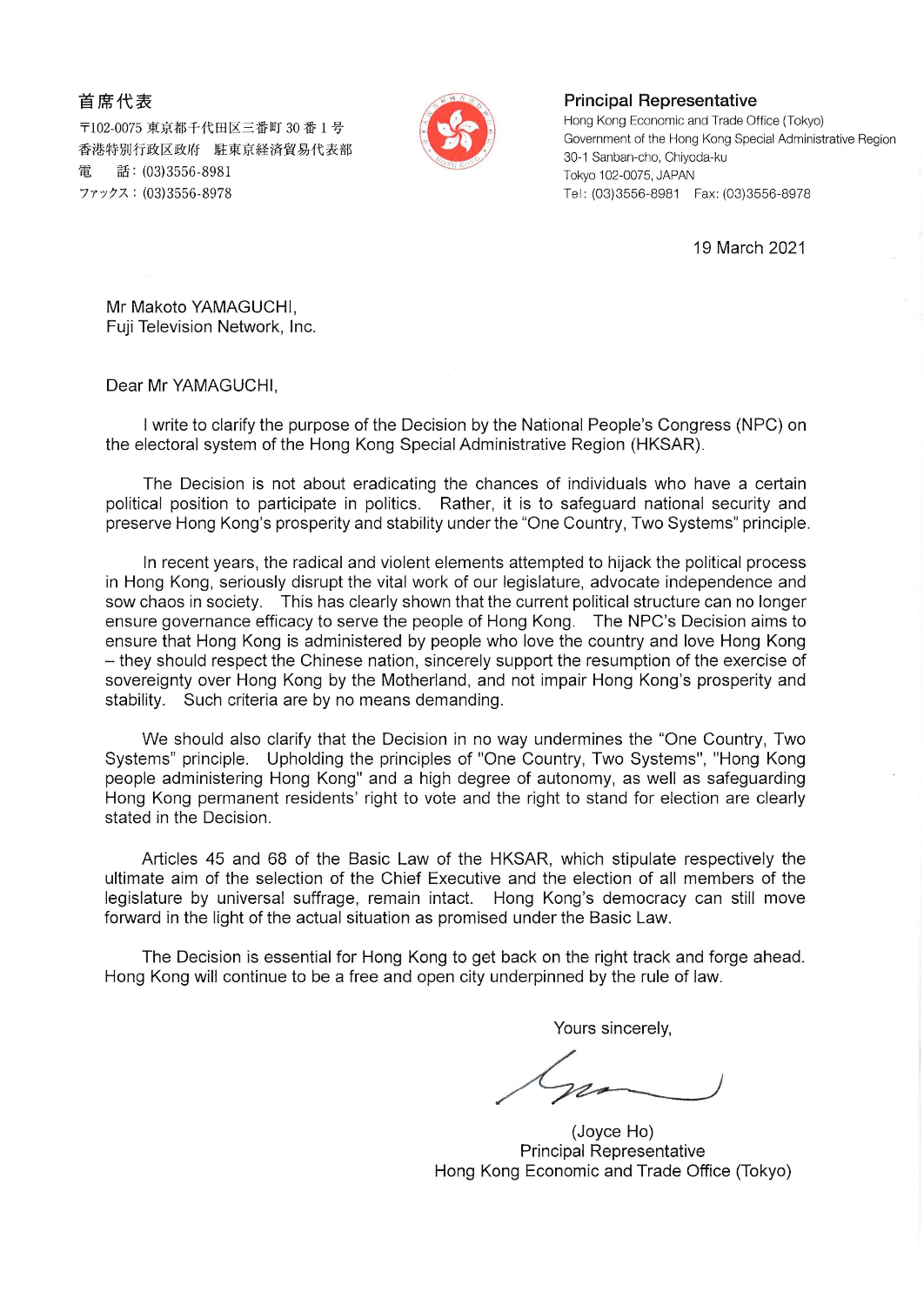**首席代表**
〒102-0075 東京都千代田区三番町 30 番 1 号
香港特別行政区政府　駐東京経済貿易代表部
電　話：(03)3556-8981
ファックス：(03)3556-8978

**Principal Representative**
Hong Kong Economic and Trade Office (Tokyo)
Government of the Hong Kong Special Administrative Region
30-1 Sanban-cho, Chiyoda-ku
Tokyo 102-0075, JAPAN
Tel: (03)3556-8981　Fax: (03)3556-8978

19 March 2021

Mr Makoto YAMAGUCHI,
Fuji Television Network, Inc.

Dear Mr YAMAGUCHI,

I write to clarify the purpose of the Decision by the National People's Congress (NPC) on the electoral system of the Hong Kong Special Administrative Region (HKSAR).

The Decision is not about eradicating the chances of individuals who have a certain political position to participate in politics. Rather, it is to safeguard national security and preserve Hong Kong's prosperity and stability under the "One Country, Two Systems" principle.

In recent years, the radical and violent elements attempted to hijack the political process in Hong Kong, seriously disrupt the vital work of our legislature, advocate independence and sow chaos in society. This has clearly shown that the current political structure can no longer ensure governance efficacy to serve the people of Hong Kong. The NPC's Decision aims to ensure that Hong Kong is administered by people who love the country and love Hong Kong – they should respect the Chinese nation, sincerely support the resumption of the exercise of sovereignty over Hong Kong by the Motherland, and not impair Hong Kong's prosperity and stability. Such criteria are by no means demanding.

We should also clarify that the Decision in no way undermines the "One Country, Two Systems" principle. Upholding the principles of "One Country, Two Systems", "Hong Kong people administering Hong Kong" and a high degree of autonomy, as well as safeguarding Hong Kong permanent residents' right to vote and the right to stand for election are clearly stated in the Decision.

Articles 45 and 68 of the Basic Law of the HKSAR, which stipulate respectively the ultimate aim of the selection of the Chief Executive and the election of all members of the legislature by universal suffrage, remain intact. Hong Kong's democracy can still move forward in the light of the actual situation as promised under the Basic Law.

The Decision is essential for Hong Kong to get back on the right track and forge ahead. Hong Kong will continue to be a free and open city underpinned by the rule of law.

Yours sincerely,

(Joyce Ho)
Principal Representative
Hong Kong Economic and Trade Office (Tokyo)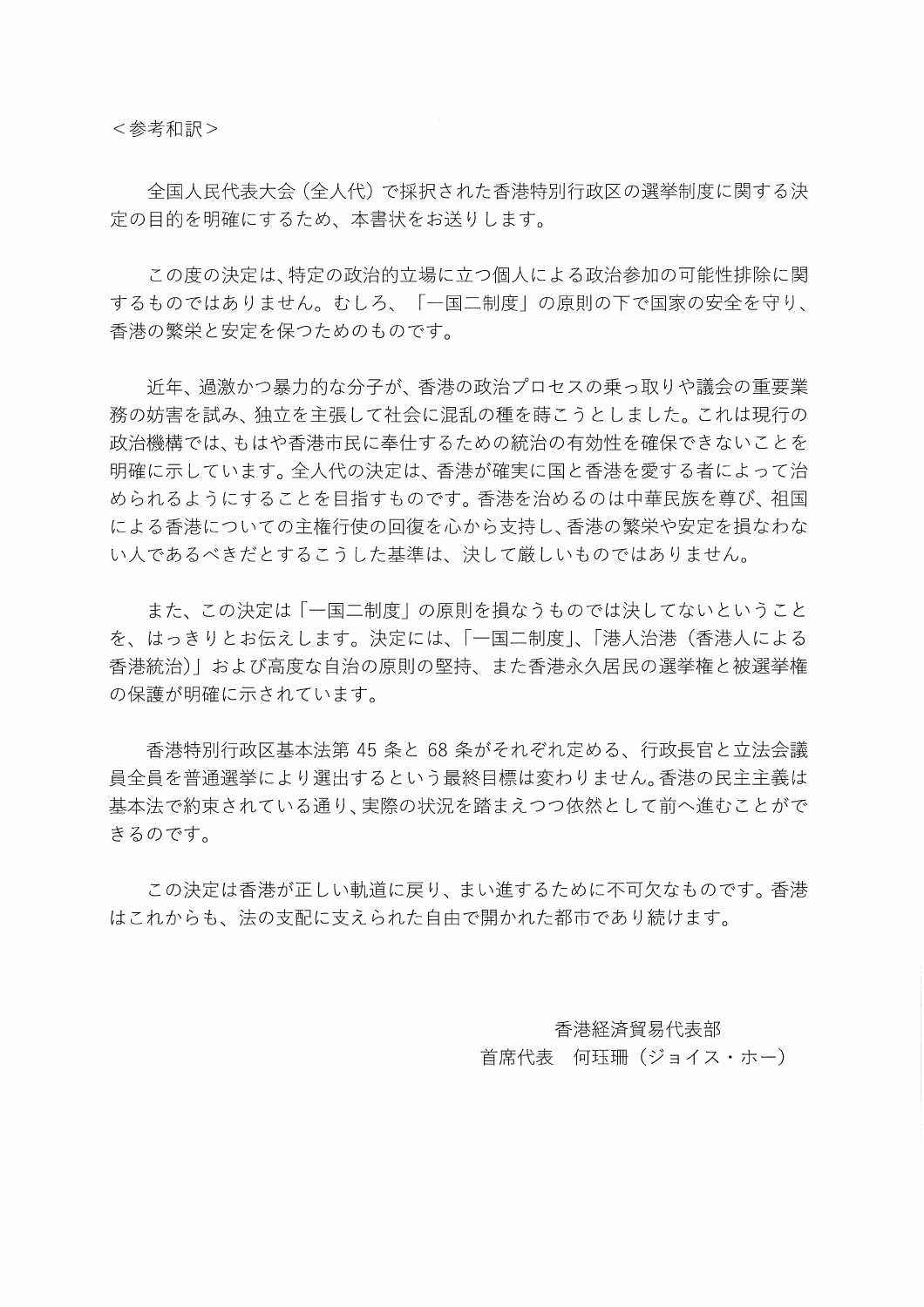＜参考和訳＞

全国人民代表大会（全人代）で採択された香港特別行政区の選挙制度に関する決定の目的を明確にするため、本書状をお送りします。

この度の決定は、特定の政治的立場に立つ個人による政治参加の可能性排除に関するものではありません。むしろ、「一国二制度」の原則の下で国家の安全を守り、香港の繁栄と安定を保つためのものです。

近年、過激かつ暴力的な分子が、香港の政治プロセスの乗っ取りや議会の重要業務の妨害を試み、独立を主張して社会に混乱の種を蒔こうとしました。これは現行の政治機構では、もはや香港市民に奉仕するための統治の有効性を確保できないことを明確に示しています。全人代の決定は、香港が確実に国と香港を愛する者によって治められるようにすることを目指すものです。香港を治めるのは中華民族を尊び、祖国による香港についての主権行使の回復を心から支持し、香港の繁栄や安定を損なわない人であるべきだとするこうした基準は、決して厳しいものではありません。

また、この決定は「一国二制度」の原則を損なうものでは決してないということを、はっきりとお伝えします。決定には、「一国二制度」、「港人治港（香港人による香港統治）」および高度な自治の原則の堅持、また香港永久居民の選挙権と被選挙権の保護が明確に示されています。

香港特別行政区基本法第 45 条と 68 条がそれぞれ定める、行政長官と立法会議員全員を普通選挙により選出するという最終目標は変わりません。香港の民主主義は基本法で約束されている通り、実際の状況を踏まえつつ依然として前へ進むことができるのです。

この決定は香港が正しい軌道に戻り、まい進するために不可欠なものです。香港はこれからも、法の支配に支えられた自由で開かれた都市であり続けます。

香港経済貿易代表部
首席代表　何珏珊（ジョイス・ホー）